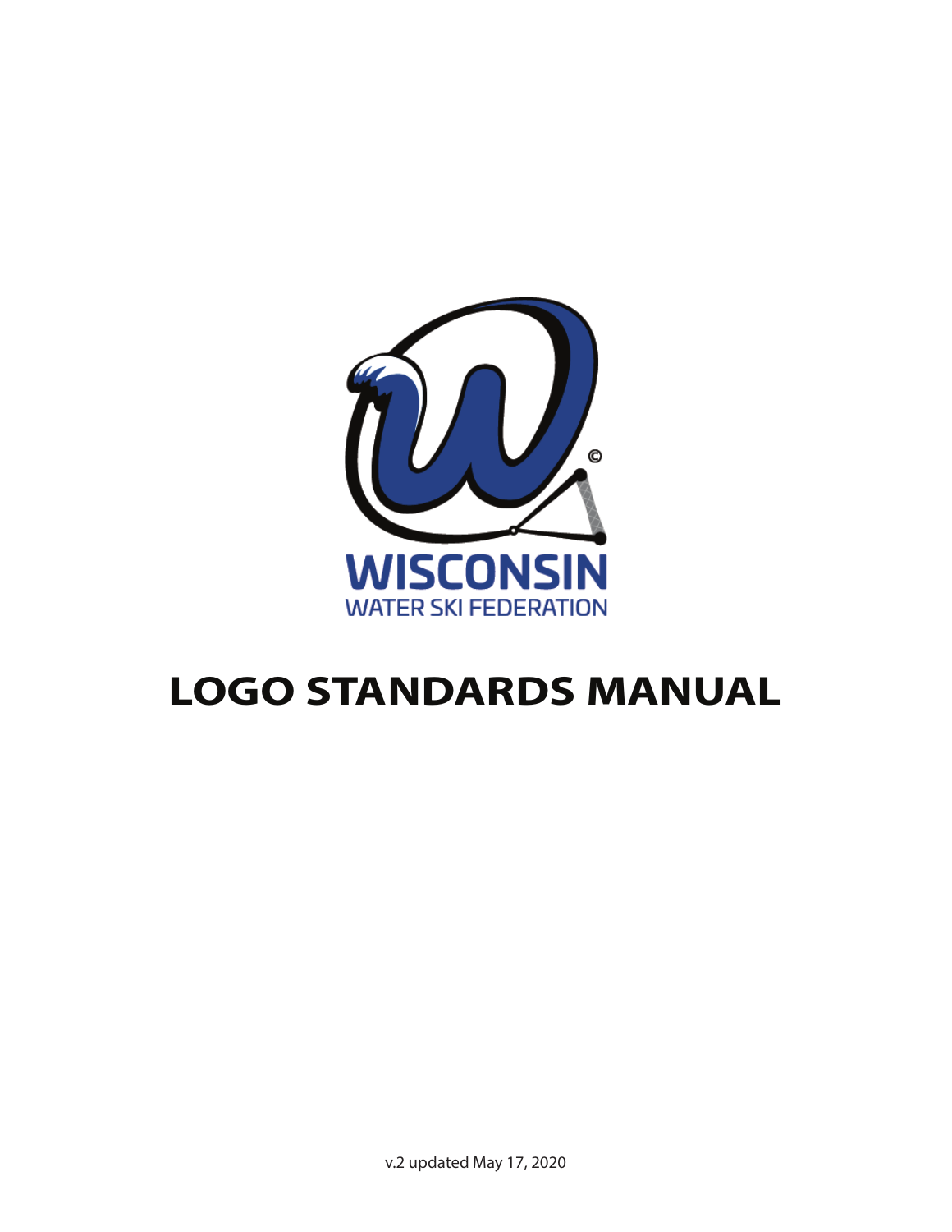WISCONSIN
WATER SKI FEDERATION

# LOGO STANDARDS MANUAL

v.2 updated May 17, 2020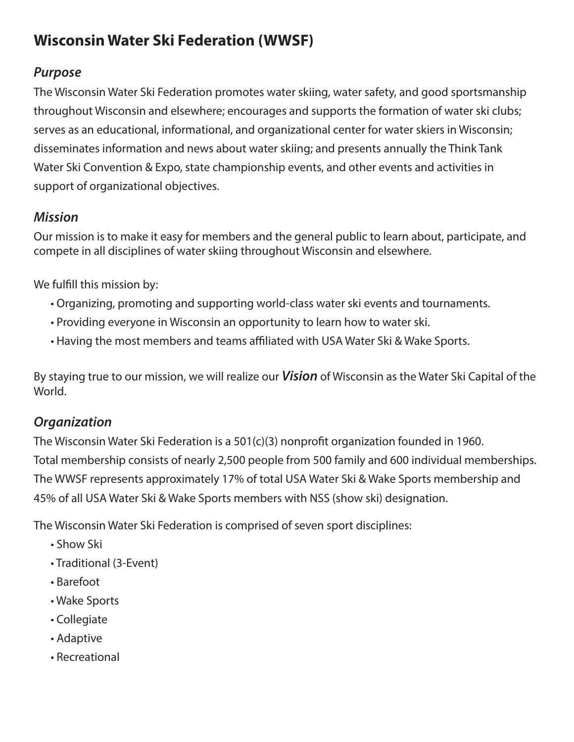# Wisconsin Water Ski Federation (WWSF)

## *Purpose*

The Wisconsin Water Ski Federation promotes water skiing, water safety, and good sportsmanship throughout Wisconsin and elsewhere; encourages and supports the formation of water ski clubs; serves as an educational, informational, and organizational center for water skiers in Wisconsin; disseminates information and news about water skiing; and presents annually the Think Tank Water Ski Convention & Expo, state championship events, and other events and activities in support of organizational objectives.

## *Mission*

Our mission is to make it easy for members and the general public to learn about, participate, and compete in all disciplines of water skiing throughout Wisconsin and elsewhere.

We fulfill this mission by:

- Organizing, promoting and supporting world-class water ski events and tournaments.
- Providing everyone in Wisconsin an opportunity to learn how to water ski.
- Having the most members and teams affiliated with USA Water Ski & Wake Sports.

By staying true to our mission, we will realize our ***Vision*** of Wisconsin as the Water Ski Capital of the World.

## *Organization*

The Wisconsin Water Ski Federation is a 501(c)(3) nonprofit organization founded in 1960. Total membership consists of nearly 2,500 people from 500 family and 600 individual memberships. The WWSF represents approximately 17% of total USA Water Ski & Wake Sports membership and 45% of all USA Water Ski & Wake Sports members with NSS (show ski) designation.

The Wisconsin Water Ski Federation is comprised of seven sport disciplines:

- Show Ski
- Traditional (3-Event)
- Barefoot
- Wake Sports
- Collegiate
- Adaptive
- Recreational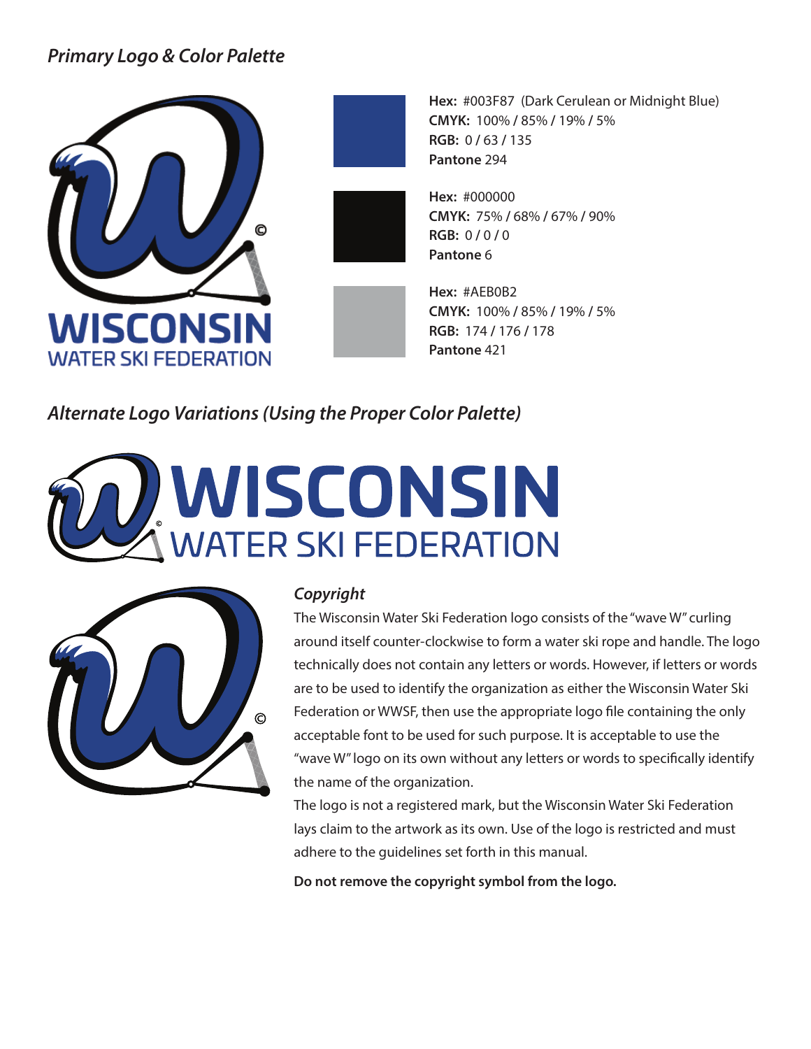## *Primary Logo & Color Palette*

WISCONSIN
WATER SKI FEDERATION

**Hex:** #003F87 (Dark Cerulean or Midnight Blue)
**CMYK:** 100% / 85% / 19% / 5%
**RGB:** 0 / 63 / 135
**Pantone** 294

**Hex:** #000000
**CMYK:** 75% / 68% / 67% / 90%
**RGB:** 0 / 0 / 0
**Pantone** 6

**Hex:** #AEB0B2
**CMYK:** 100% / 85% / 19% / 5%
**RGB:** 174 / 176 / 178
**Pantone** 421

## *Alternate Logo Variations (Using the Proper Color Palette)*

WISCONSIN
WATER SKI FEDERATION

### *Copyright*

The Wisconsin Water Ski Federation logo consists of the "wave W" curling around itself counter-clockwise to form a water ski rope and handle. The logo technically does not contain any letters or words. However, if letters or words are to be used to identify the organization as either the Wisconsin Water Ski Federation or WWSF, then use the appropriate logo file containing the only acceptable font to be used for such purpose. It is acceptable to use the "wave W" logo on its own without any letters or words to specifically identify the name of the organization.

The logo is not a registered mark, but the Wisconsin Water Ski Federation lays claim to the artwork as its own. Use of the logo is restricted and must adhere to the guidelines set forth in this manual.

**Do not remove the copyright symbol from the logo.**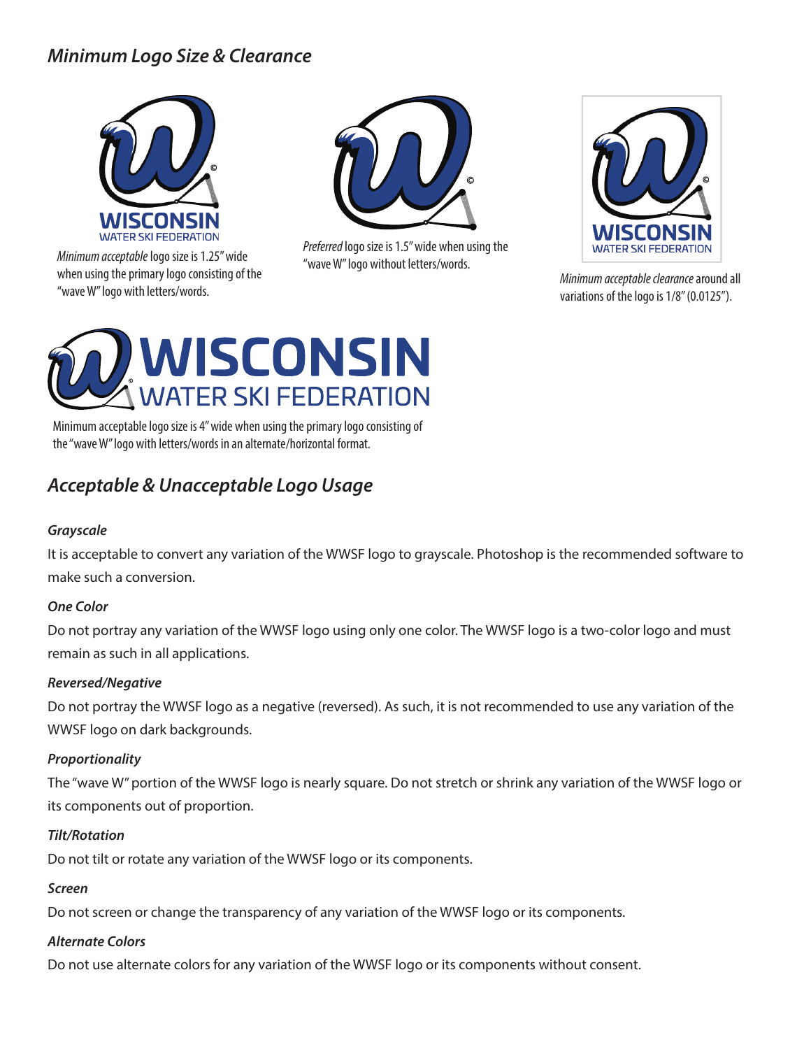## *Minimum Logo Size & Clearance*

*Minimum acceptable* logo size is 1.25" wide when using the primary logo consisting of the "wave W" logo with letters/words.

*Preferred* logo size is 1.5" wide when using the "wave W" logo without letters/words.

*Minimum acceptable clearance* around all variations of the logo is 1/8" (0.0125").

Minimum acceptable logo size is 4" wide when using the primary logo consisting of the "wave W" logo with letters/words in an alternate/horizontal format.

## *Acceptable & Unacceptable Logo Usage*

### *Grayscale*

It is acceptable to convert any variation of the WWSF logo to grayscale. Photoshop is the recommended software to make such a conversion.

### *One Color*

Do not portray any variation of the WWSF logo using only one color. The WWSF logo is a two-color logo and must remain as such in all applications.

### *Reversed/Negative*

Do not portray the WWSF logo as a negative (reversed). As such, it is not recommended to use any variation of the WWSF logo on dark backgrounds.

### *Proportionality*

The "wave W" portion of the WWSF logo is nearly square. Do not stretch or shrink any variation of the WWSF logo or its components out of proportion.

### *Tilt/Rotation*

Do not tilt or rotate any variation of the WWSF logo or its components.

### *Screen*

Do not screen or change the transparency of any variation of the WWSF logo or its components.

### *Alternate Colors*

Do not use alternate colors for any variation of the WWSF logo or its components without consent.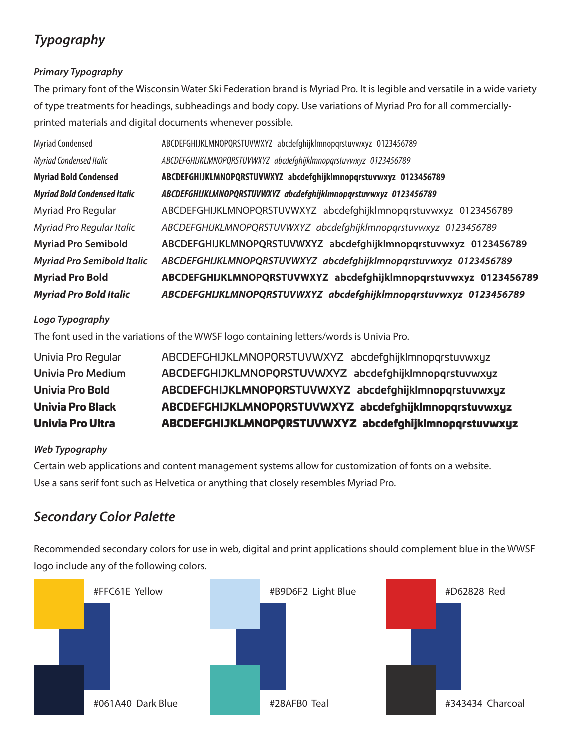## *Typography*

### *Primary Typography*

The primary font of the Wisconsin Water Ski Federation brand is Myriad Pro. It is legible and versatile in a wide variety of type treatments for headings, subheadings and body copy. Use variations of Myriad Pro for all commercially-printed materials and digital documents whenever possible.

| | |
|---|---|
| Myriad Condensed | ABCDEFGHIJKLMNOPQRSTUVWXYZ abcdefghijklmnopqrstuvwxyz 0123456789 |
| *Myriad Condensed Italic* | *ABCDEFGHIJKLMNOPQRSTUVWXYZ abcdefghijklmnopqrstuvwxyz 0123456789* |
| **Myriad Bold Condensed** | **ABCDEFGHIJKLMNOPQRSTUVWXYZ abcdefghijklmnopqrstuvwxyz 0123456789** |
| ***Myriad Bold Condensed Italic*** | ***ABCDEFGHIJKLMNOPQRSTUVWXYZ abcdefghijklmnopqrstuvwxyz 0123456789*** |
| Myriad Pro Regular | ABCDEFGHIJKLMNOPQRSTUVWXYZ abcdefghijklmnopqrstuvwxyz 0123456789 |
| *Myriad Pro Regular Italic* | *ABCDEFGHIJKLMNOPQRSTUVWXYZ abcdefghijklmnopqrstuvwxyz 0123456789* |
| **Myriad Pro Semibold** | **ABCDEFGHIJKLMNOPQRSTUVWXYZ abcdefghijklmnopqrstuvwxyz 0123456789** |
| ***Myriad Pro Semibold Italic*** | ***ABCDEFGHIJKLMNOPQRSTUVWXYZ abcdefghijklmnopqrstuvwxyz 0123456789*** |
| **Myriad Pro Bold** | **ABCDEFGHIJKLMNOPQRSTUVWXYZ abcdefghijklmnopqrstuvwxyz 0123456789** |
| ***Myriad Pro Bold Italic*** | ***ABCDEFGHIJKLMNOPQRSTUVWXYZ abcdefghijklmnopqrstuvwxyz 0123456789*** |

### *Logo Typography*

The font used in the variations of the WWSF logo containing letters/words is Univia Pro.

| | |
|---|---|
| Univia Pro Regular | ABCDEFGHIJKLMNOPQRSTUVWXYZ abcdefghijklmnopqrstuvwxyz |
| Univia Pro Medium | ABCDEFGHIJKLMNOPQRSTUVWXYZ abcdefghijklmnopqrstuvwxyz |
| **Univia Pro Bold** | **ABCDEFGHIJKLMNOPQRSTUVWXYZ abcdefghijklmnopqrstuvwxyz** |
| **Univia Pro Black** | **ABCDEFGHIJKLMNOPQRSTUVWXYZ abcdefghijklmnopqrstuvwxyz** |
| **Univia Pro Ultra** | **ABCDEFGHIJKLMNOPQRSTUVWXYZ abcdefghijklmnopqrstuvwxyz** |

### *Web Typography*

Certain web applications and content management systems allow for customization of fonts on a website. Use a sans serif font such as Helvetica or anything that closely resembles Myriad Pro.

## *Secondary Color Palette*

Recommended secondary colors for use in web, digital and print applications should complement blue in the WWSF logo include any of the following colors.

#FFC61E Yellow

#061A40 Dark Blue

#B9D6F2 Light Blue

#28AFB0 Teal

#D62828 Red

#343434 Charcoal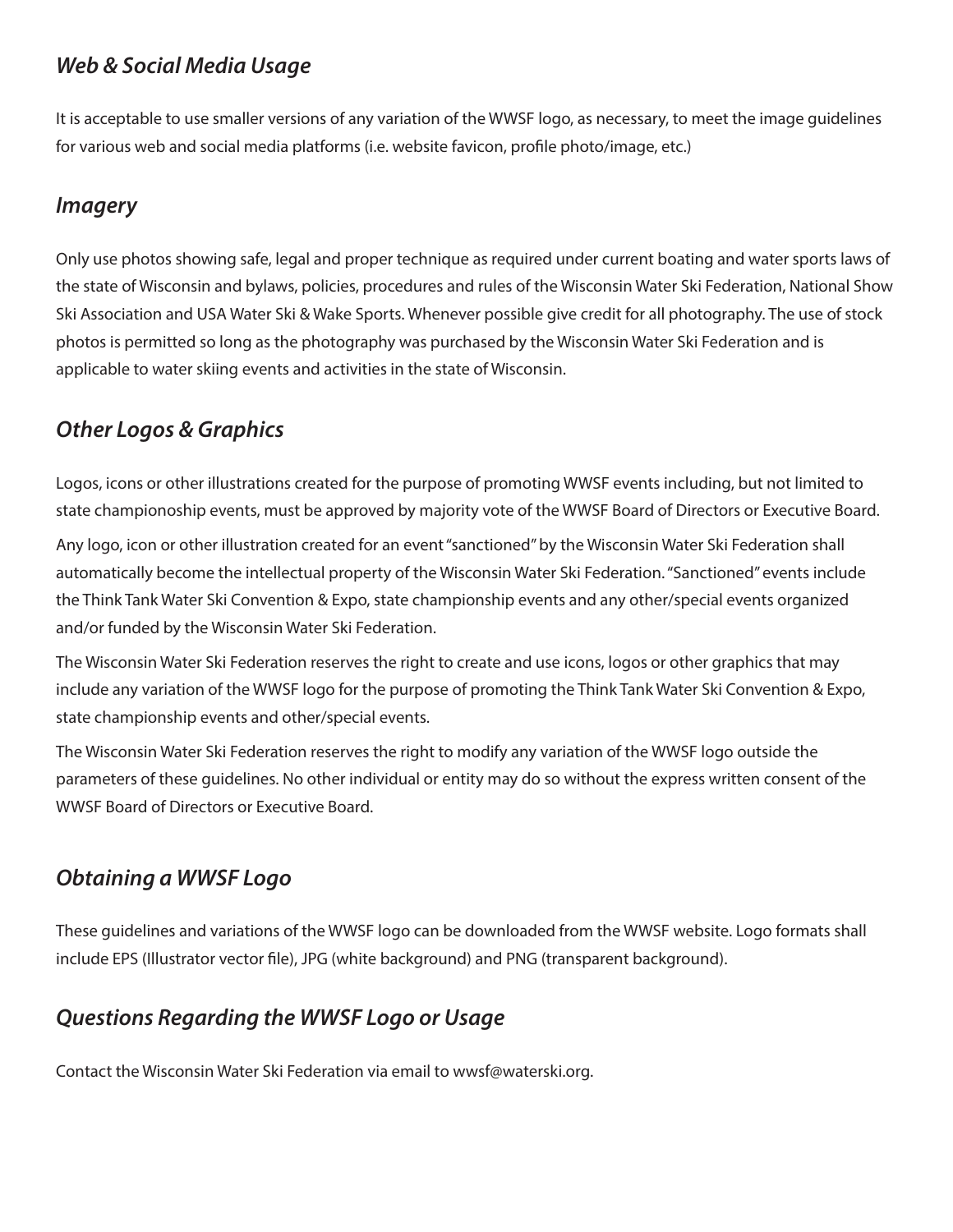## *Web & Social Media Usage*

It is acceptable to use smaller versions of any variation of the WWSF logo, as necessary, to meet the image guidelines for various web and social media platforms (i.e. website favicon, profile photo/image, etc.)

## *Imagery*

Only use photos showing safe, legal and proper technique as required under current boating and water sports laws of the state of Wisconsin and bylaws, policies, procedures and rules of the Wisconsin Water Ski Federation, National Show Ski Association and USA Water Ski & Wake Sports. Whenever possible give credit for all photography. The use of stock photos is permitted so long as the photography was purchased by the Wisconsin Water Ski Federation and is applicable to water skiing events and activities in the state of Wisconsin.

## *Other Logos & Graphics*

Logos, icons or other illustrations created for the purpose of promoting WWSF events including, but not limited to state championoship events, must be approved by majority vote of the WWSF Board of Directors or Executive Board.

Any logo, icon or other illustration created for an event "sanctioned" by the Wisconsin Water Ski Federation shall automatically become the intellectual property of the Wisconsin Water Ski Federation. "Sanctioned" events include the Think Tank Water Ski Convention & Expo, state championship events and any other/special events organized and/or funded by the Wisconsin Water Ski Federation.

The Wisconsin Water Ski Federation reserves the right to create and use icons, logos or other graphics that may include any variation of the WWSF logo for the purpose of promoting the Think Tank Water Ski Convention & Expo, state championship events and other/special events.

The Wisconsin Water Ski Federation reserves the right to modify any variation of the WWSF logo outside the parameters of these guidelines. No other individual or entity may do so without the express written consent of the WWSF Board of Directors or Executive Board.

## *Obtaining a WWSF Logo*

These guidelines and variations of the WWSF logo can be downloaded from the WWSF website. Logo formats shall include EPS (Illustrator vector file), JPG (white background) and PNG (transparent background).

## *Questions Regarding the WWSF Logo or Usage*

Contact the Wisconsin Water Ski Federation via email to wwsf@waterski.org.